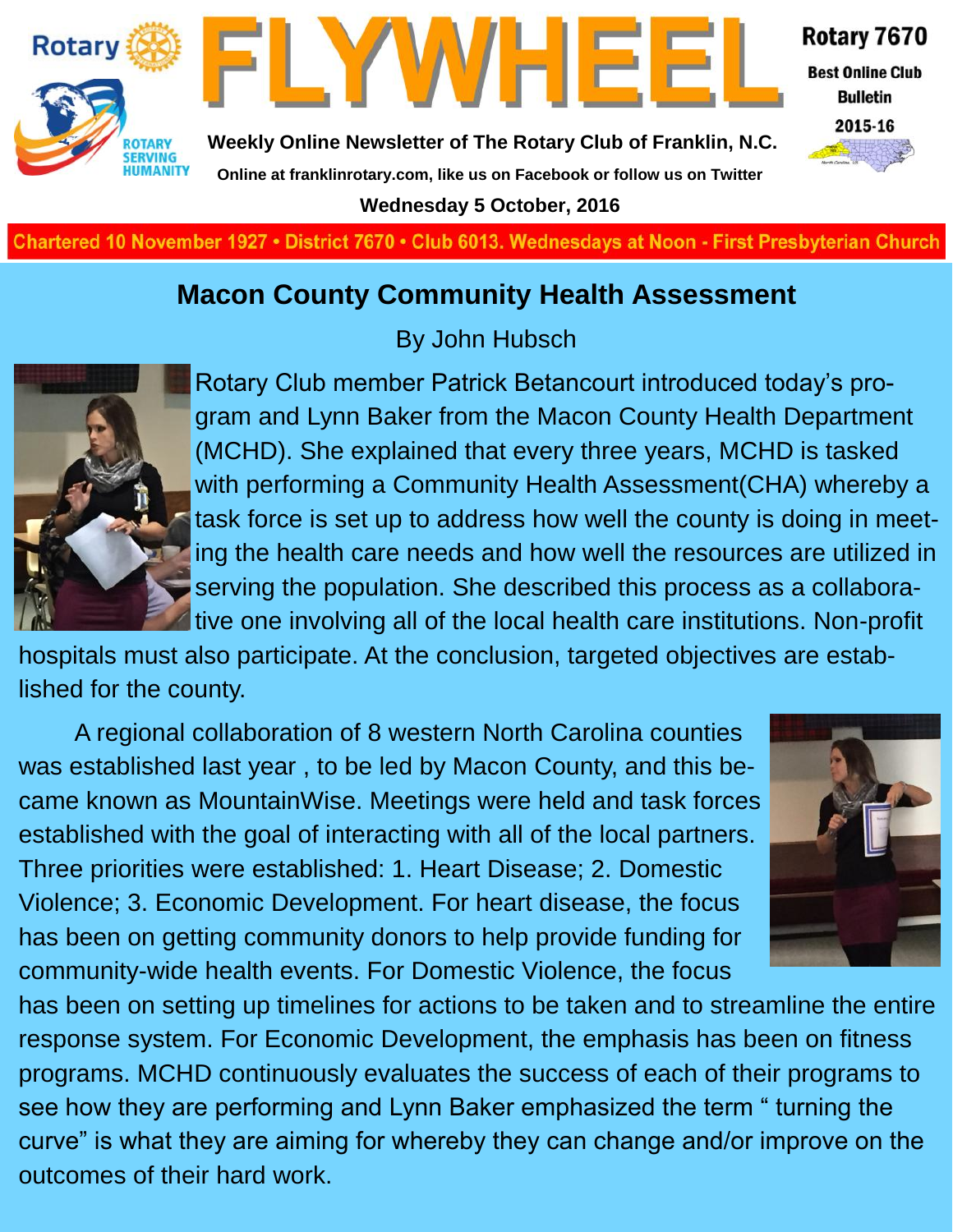# FLYWHEEL

**Weekly Online Newsletter of The Rotary Club of Franklin, N.C.**

Online at franklinrotary.com, like us on Facebook or follow us on Twitter

**Wednesday 5 October, 2016**

**Rotary 7670**
**Best Online Club Bulletin**
**2015-16**

Chartered 10 November 1927 • District 7670 • Club 6013. Wednesdays at Noon - First Presbyterian Church

## Macon County Community Health Assessment

By John Hubsch

Rotary Club member Patrick Betancourt introduced today's program and Lynn Baker from the Macon County Health Department (MCHD). She explained that every three years, MCHD is tasked with performing a Community Health Assessment(CHA) whereby a task force is set up to address how well the county is doing in meeting the health care needs and how well the resources are utilized in serving the population. She described this process as a collaborative one involving all of the local health care institutions. Non-profit hospitals must also participate. At the conclusion, targeted objectives are established for the county.

A regional collaboration of 8 western North Carolina counties was established last year , to be led by Macon County, and this became known as MountainWise. Meetings were held and task forces established with the goal of interacting with all of the local partners. Three priorities were established: 1. Heart Disease; 2. Domestic Violence; 3. Economic Development. For heart disease, the focus has been on getting community donors to help provide funding for community-wide health events. For Domestic Violence, the focus has been on setting up timelines for actions to be taken and to streamline the entire response system. For Economic Development, the emphasis has been on fitness programs. MCHD continuously evaluates the success of each of their programs to see how they are performing and Lynn Baker emphasized the term " turning the curve" is what they are aiming for whereby they can change and/or improve on the outcomes of their hard work.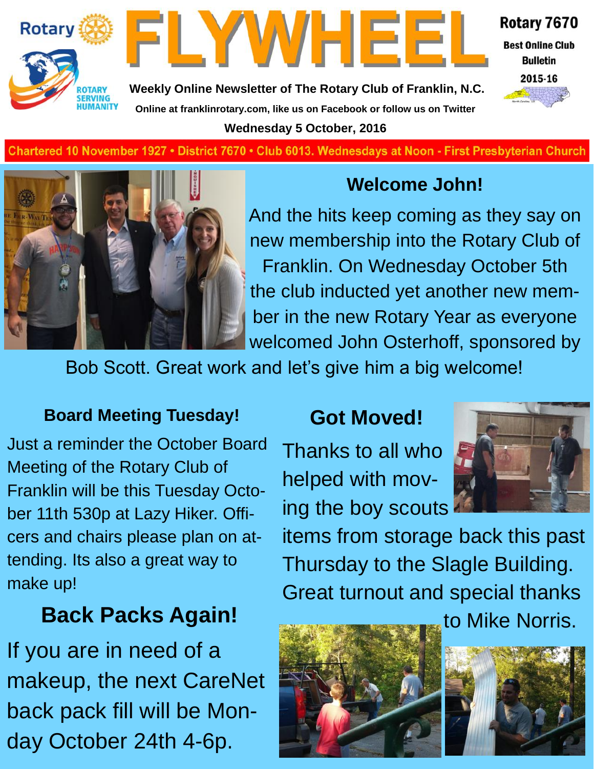# FLYWHEEL

Rotary 7670
Best Online Club Bulletin
2015-16

Weekly Online Newsletter of The Rotary Club of Franklin, N.C.

Online at franklinrotary.com, like us on Facebook or follow us on Twitter

Wednesday 5 October, 2016

Chartered 10 November 1927 • District 7670 • Club 6013. Wednesdays at Noon - First Presbyterian Church

## Welcome John!

And the hits keep coming as they say on new membership into the Rotary Club of Franklin. On Wednesday October 5th the club inducted yet another new member in the new Rotary Year as everyone welcomed John Osterhoff, sponsored by Bob Scott. Great work and let's give him a big welcome!

### Board Meeting Tuesday!

Just a reminder the October Board Meeting of the Rotary Club of Franklin will be this Tuesday October 11th 530p at Lazy Hiker. Officers and chairs please plan on attending. Its also a great way to make up!

## Back Packs Again!

If you are in need of a makeup, the next CareNet back pack fill will be Monday October 24th 4-6p.

## Got Moved!

Thanks to all who helped with moving the boy scouts items from storage back this past Thursday to the Slagle Building. Great turnout and special thanks to Mike Norris.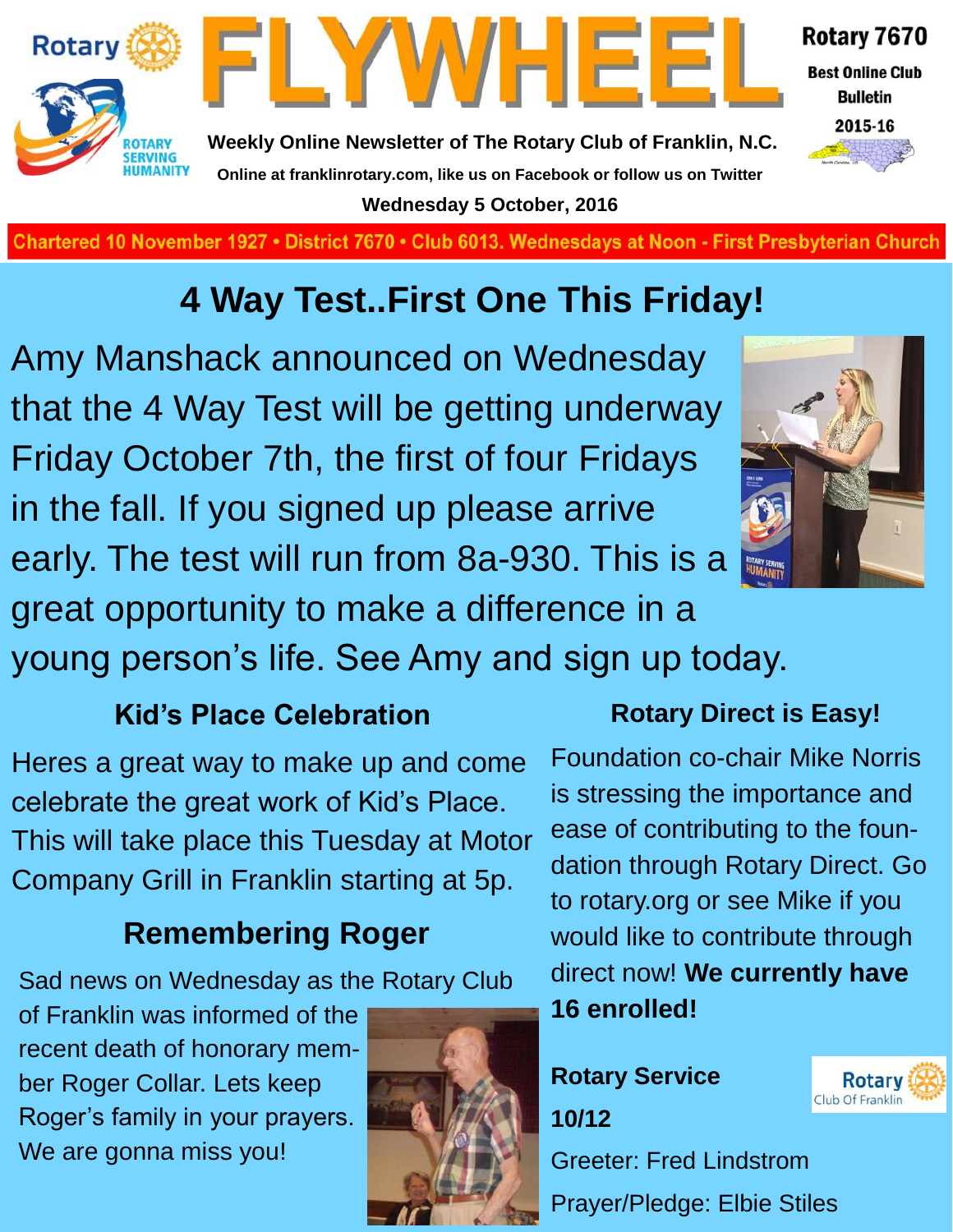Rotary

ROTARY SERVING HUMANITY

# FLYWHEEL

**Rotary 7670**

**Best Online Club Bulletin**

**2015-16**

**Weekly Online Newsletter of The Rotary Club of Franklin, N.C.**

**Online at franklinrotary.com, like us on Facebook or follow us on Twitter**

**Wednesday 5 October, 2016**

**Chartered 10 November 1927 • District 7670 • Club 6013. Wednesdays at Noon - First Presbyterian Church**

## 4 Way Test..First One This Friday!

Amy Manshack announced on Wednesday that the 4 Way Test will be getting underway Friday October 7th, the first of four Fridays in the fall. If you signed up please arrive early. The test will run from 8a-930. This is a great opportunity to make a difference in a young person's life. See Amy and sign up today.

### Kid's Place Celebration

Heres a great way to make up and come celebrate the great work of Kid's Place. This will take place this Tuesday at Motor Company Grill in Franklin starting at 5p.

### Remembering Roger

Sad news on Wednesday as the Rotary Club of Franklin was informed of the recent death of honorary member Roger Collar. Lets keep Roger's family in your prayers. We are gonna miss you!

### Rotary Direct is Easy!

Foundation co-chair Mike Norris is stressing the importance and ease of contributing to the foundation through Rotary Direct. Go to rotary.org or see Mike if you would like to contribute through direct now! **We currently have 16 enrolled!**

**Rotary Service**

**10/12**

Greeter: Fred Lindstrom

Prayer/Pledge: Elbie Stiles

Rotary Club Of Franklin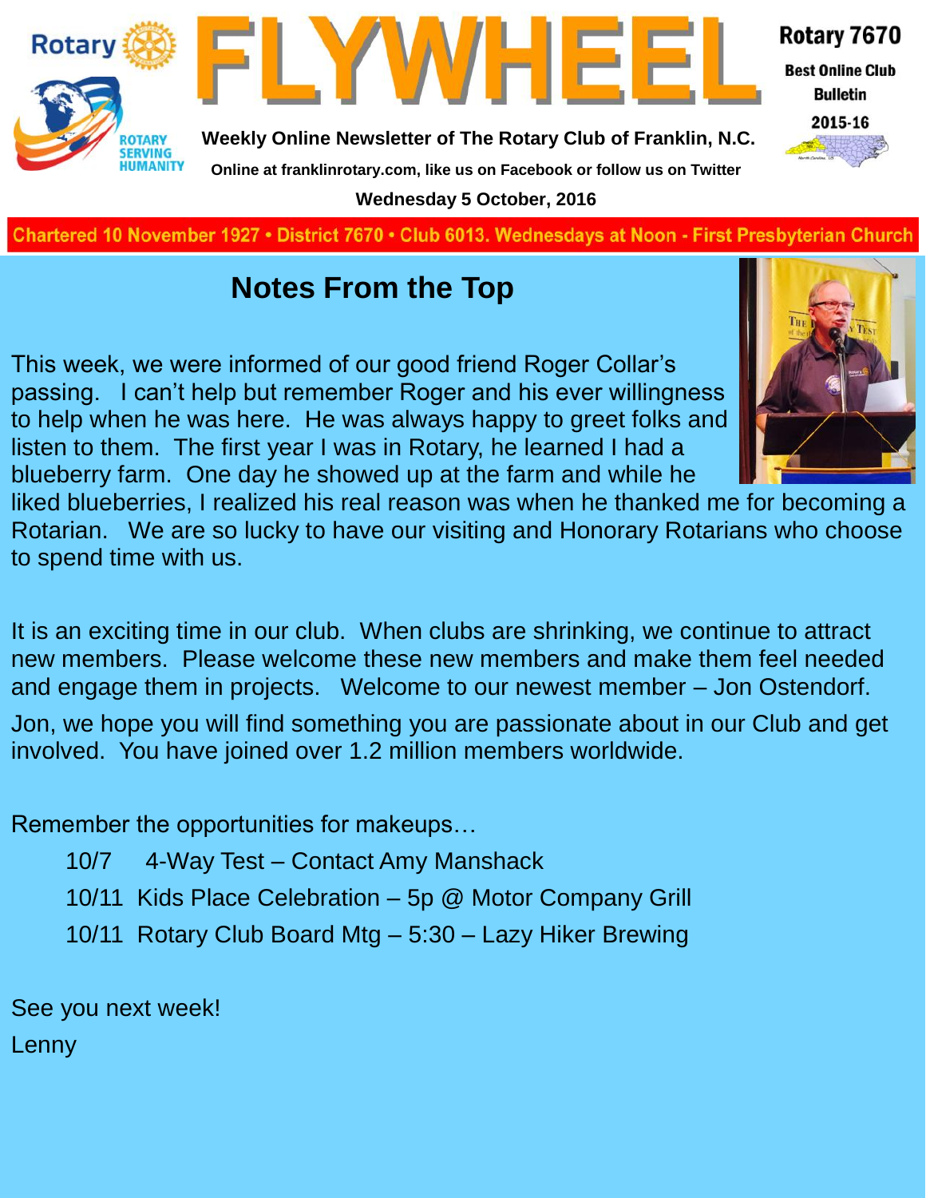# FLYWHEEL

Rotary 7670

Best Online Club Bulletin

2015-16

Weekly Online Newsletter of The Rotary Club of Franklin, N.C.

Online at franklinrotary.com, like us on Facebook or follow us on Twitter

Wednesday 5 October, 2016

Chartered 10 November 1927 • District 7670 • Club 6013. Wednesdays at Noon - First Presbyterian Church

## Notes From the Top

This week, we were informed of our good friend Roger Collar's passing. I can't help but remember Roger and his ever willingness to help when he was here. He was always happy to greet folks and listen to them. The first year I was in Rotary, he learned I had a blueberry farm. One day he showed up at the farm and while he liked blueberries, I realized his real reason was when he thanked me for becoming a Rotarian. We are so lucky to have our visiting and Honorary Rotarians who choose to spend time with us.

It is an exciting time in our club. When clubs are shrinking, we continue to attract new members. Please welcome these new members and make them feel needed and engage them in projects. Welcome to our newest member – Jon Ostendorf.

Jon, we hope you will find something you are passionate about in our Club and get involved. You have joined over 1.2 million members worldwide.

Remember the opportunities for makeups…

- 10/7 4-Way Test – Contact Amy Manshack
- 10/11 Kids Place Celebration – 5p @ Motor Company Grill
- 10/11 Rotary Club Board Mtg – 5:30 – Lazy Hiker Brewing

See you next week!

Lenny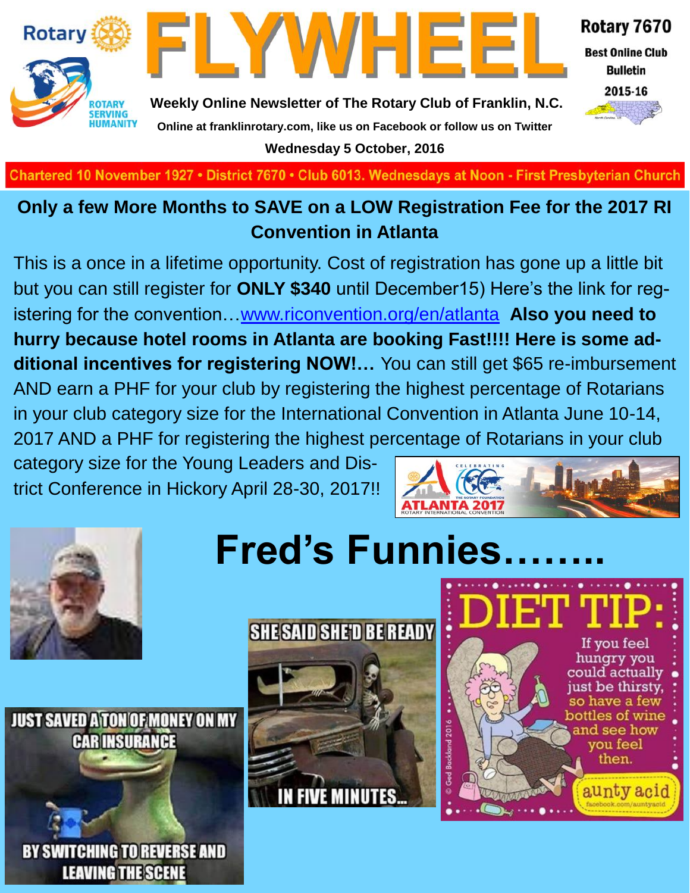# FLYWHEEL

Rotary 7670

Best Online Club Bulletin 2015-16

**Weekly Online Newsletter of The Rotary Club of Franklin, N.C.**

**Online at franklinrotary.com, like us on Facebook or follow us on Twitter**

**Wednesday 5 October, 2016**

Chartered 10 November 1927 • District 7670 • Club 6013. Wednesdays at Noon - First Presbyterian Church

## Only a few More Months to SAVE on a LOW Registration Fee for the 2017 RI Convention in Atlanta

This is a once in a lifetime opportunity. Cost of registration has gone up a little bit but you can still register for **ONLY $340** until December15) Here's the link for registering for the convention…[www.riconvention.org/en/atlanta](http://www.riconvention.org/en/atlanta) **Also you need to hurry because hotel rooms in Atlanta are booking Fast!!!! Here is some additional incentives for registering NOW!…** You can still get $65 re-imbursement AND earn a PHF for your club by registering the highest percentage of Rotarians in your club category size for the International Convention in Atlanta June 10-14, 2017 AND a PHF for registering the highest percentage of Rotarians in your club category size for the Young Leaders and District Conference in Hickory April 28-30, 2017!!

# Fred's Funnies……..

JUST SAVED A TON OF MONEY ON MY CAR INSURANCE BY SWITCHING TO REVERSE AND LEAVING THE SCENE

SHE SAID SHE'D BE READY IN FIVE MINUTES...

DIET TIP: If you feel hungry you could actually just be thirsty, so have a few bottles of wine and see how you feel then.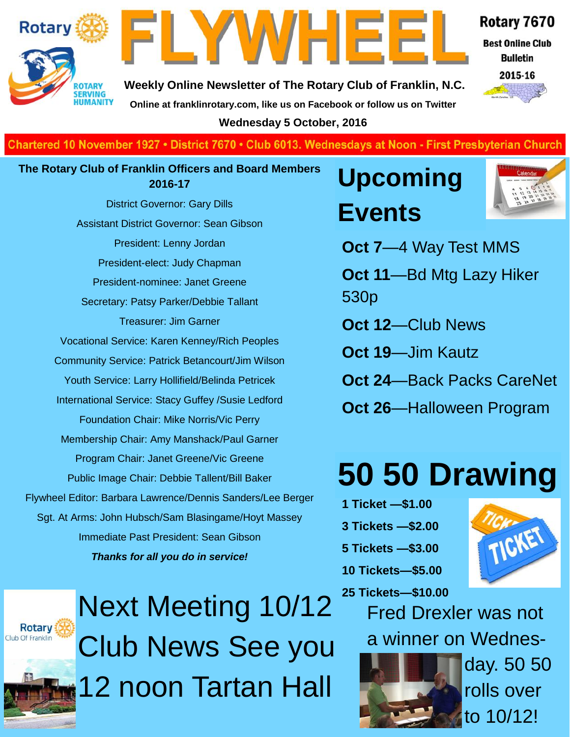# FLYWHEEL

Rotary 7670

Best Online Club Bulletin 2015-16

Weekly Online Newsletter of The Rotary Club of Franklin, N.C.

Online at franklinrotary.com, like us on Facebook or follow us on Twitter

Wednesday 5 October, 2016

Chartered 10 November 1927 • District 7670 • Club 6013. Wednesdays at Noon - First Presbyterian Church

**The Rotary Club of Franklin Officers and Board Members 2016-17**

District Governor: Gary Dills

Assistant District Governor: Sean Gibson

President: Lenny Jordan

President-elect: Judy Chapman

President-nominee: Janet Greene

Secretary: Patsy Parker/Debbie Tallant

Treasurer: Jim Garner

Vocational Service: Karen Kenney/Rich Peoples

Community Service: Patrick Betancourt/Jim Wilson

Youth Service: Larry Hollifield/Belinda Petricek

International Service: Stacy Guffey /Susie Ledford

Foundation Chair: Mike Norris/Vic Perry

Membership Chair: Amy Manshack/Paul Garner

Program Chair: Janet Greene/Vic Greene

Public Image Chair: Debbie Tallent/Bill Baker

Flywheel Editor: Barbara Lawrence/Dennis Sanders/Lee Berger

Sgt. At Arms: John Hubsch/Sam Blasingame/Hoyt Massey

Immediate Past President: Sean Gibson

***Thanks for all you do in service!***

## Upcoming Events

**Oct 7**—4 Way Test MMS

**Oct 11**—Bd Mtg Lazy Hiker 530p

**Oct 12**—Club News

**Oct 19**—Jim Kautz

**Oct 24**—Back Packs CareNet

**Oct 26**—Halloween Program

## Next Meeting 10/12 Club News See you 12 noon Tartan Hall

## 50 50 Drawing

**1 Ticket —$1.00**

**3 Tickets —$2.00**

**5 Tickets —$3.00**

**10 Tickets—$5.00**

**25 Tickets—$10.00**

Fred Drexler was not a winner on Wednesday. 50 50 rolls over to 10/12!